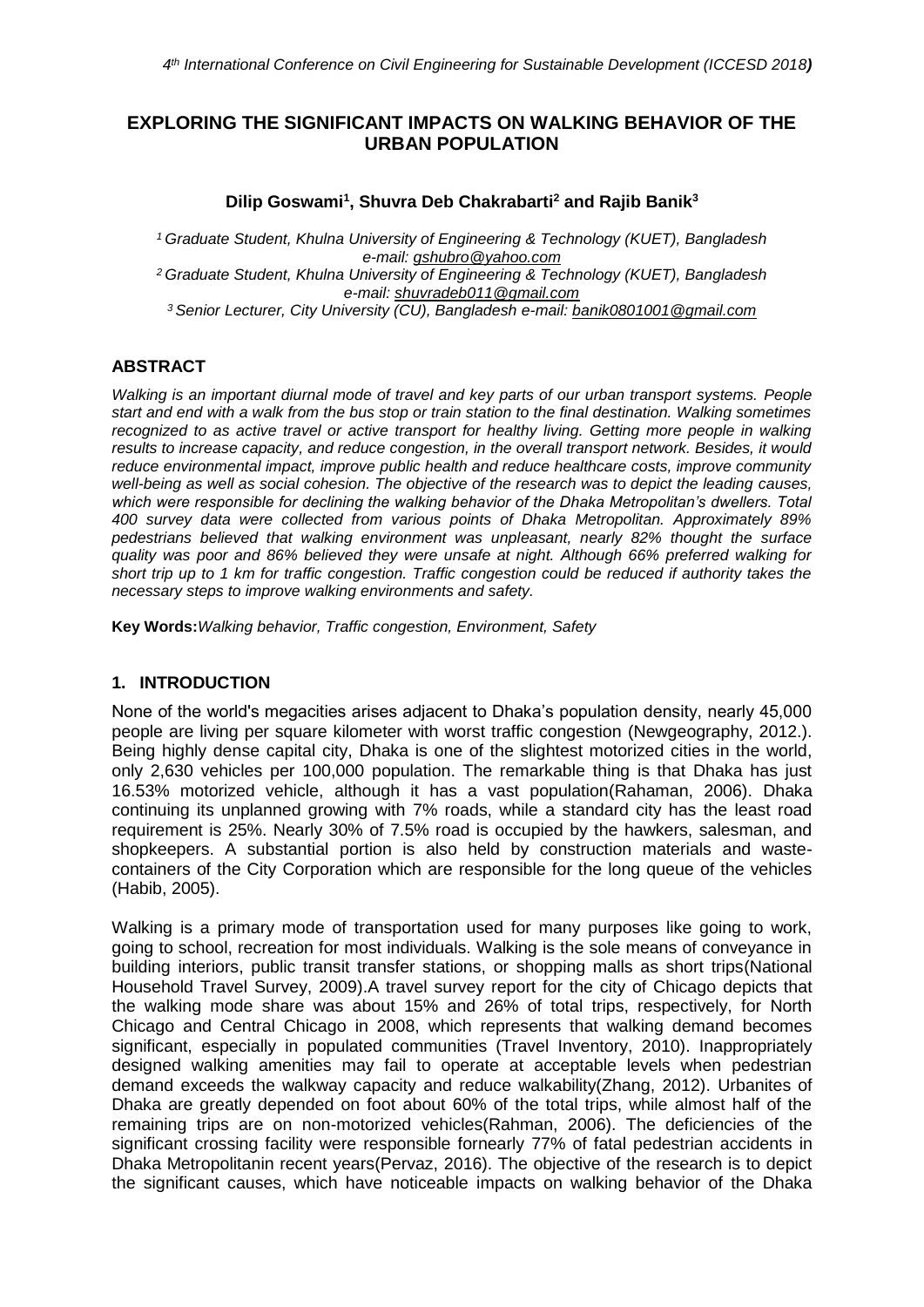# EXPLORING THE SIGNIFICANT IMPACTS ON WALKING BEHAVIOR OF THE URBAN POPULATION

**Dilip Goswami[1], Shuvra Deb Chakrabarti[2] and Rajib Banik[3]**

*[1] Graduate Student, Khulna University of Engineering & Technology (KUET), Bangladesh e-mail: gshubro@yahoo.com*

*[2] Graduate Student, Khulna University of Engineering & Technology (KUET), Bangladesh e-mail: shuvradeb011@gmail.com*

*[3] Senior Lecturer, City University (CU), Bangladesh e-mail: banik0801001@gmail.com*

## ABSTRACT

*Walking is an important diurnal mode of travel and key parts of our urban transport systems. People start and end with a walk from the bus stop or train station to the final destination. Walking sometimes recognized to as active travel or active transport for healthy living. Getting more people in walking results to increase capacity, and reduce congestion, in the overall transport network. Besides, it would reduce environmental impact, improve public health and reduce healthcare costs, improve community well-being as well as social cohesion. The objective of the research was to depict the leading causes, which were responsible for declining the walking behavior of the Dhaka Metropolitan's dwellers. Total 400 survey data were collected from various points of Dhaka Metropolitan. Approximately 89% pedestrians believed that walking environment was unpleasant, nearly 82% thought the surface quality was poor and 86% believed they were unsafe at night. Although 66% preferred walking for short trip up to 1 km for traffic congestion. Traffic congestion could be reduced if authority takes the necessary steps to improve walking environments and safety.*

**Key Words:***Walking behavior, Traffic congestion, Environment, Safety*

## 1. INTRODUCTION

None of the world's megacities arises adjacent to Dhaka's population density, nearly 45,000 people are living per square kilometer with worst traffic congestion (Newgeography, 2012.). Being highly dense capital city, Dhaka is one of the slightest motorized cities in the world, only 2,630 vehicles per 100,000 population. The remarkable thing is that Dhaka has just 16.53% motorized vehicle, although it has a vast population(Rahaman, 2006). Dhaka continuing its unplanned growing with 7% roads, while a standard city has the least road requirement is 25%. Nearly 30% of 7.5% road is occupied by the hawkers, salesman, and shopkeepers. A substantial portion is also held by construction materials and waste-containers of the City Corporation which are responsible for the long queue of the vehicles (Habib, 2005).

Walking is a primary mode of transportation used for many purposes like going to work, going to school, recreation for most individuals. Walking is the sole means of conveyance in building interiors, public transit transfer stations, or shopping malls as short trips(National Household Travel Survey, 2009).A travel survey report for the city of Chicago depicts that the walking mode share was about 15% and 26% of total trips, respectively, for North Chicago and Central Chicago in 2008, which represents that walking demand becomes significant, especially in populated communities (Travel Inventory, 2010). Inappropriately designed walking amenities may fail to operate at acceptable levels when pedestrian demand exceeds the walkway capacity and reduce walkability(Zhang, 2012). Urbanites of Dhaka are greatly depended on foot about 60% of the total trips, while almost half of the remaining trips are on non-motorized vehicles(Rahman, 2006). The deficiencies of the significant crossing facility were responsible fornearly 77% of fatal pedestrian accidents in Dhaka Metropolitanin recent years(Pervaz, 2016). The objective of the research is to depict the significant causes, which have noticeable impacts on walking behavior of the Dhaka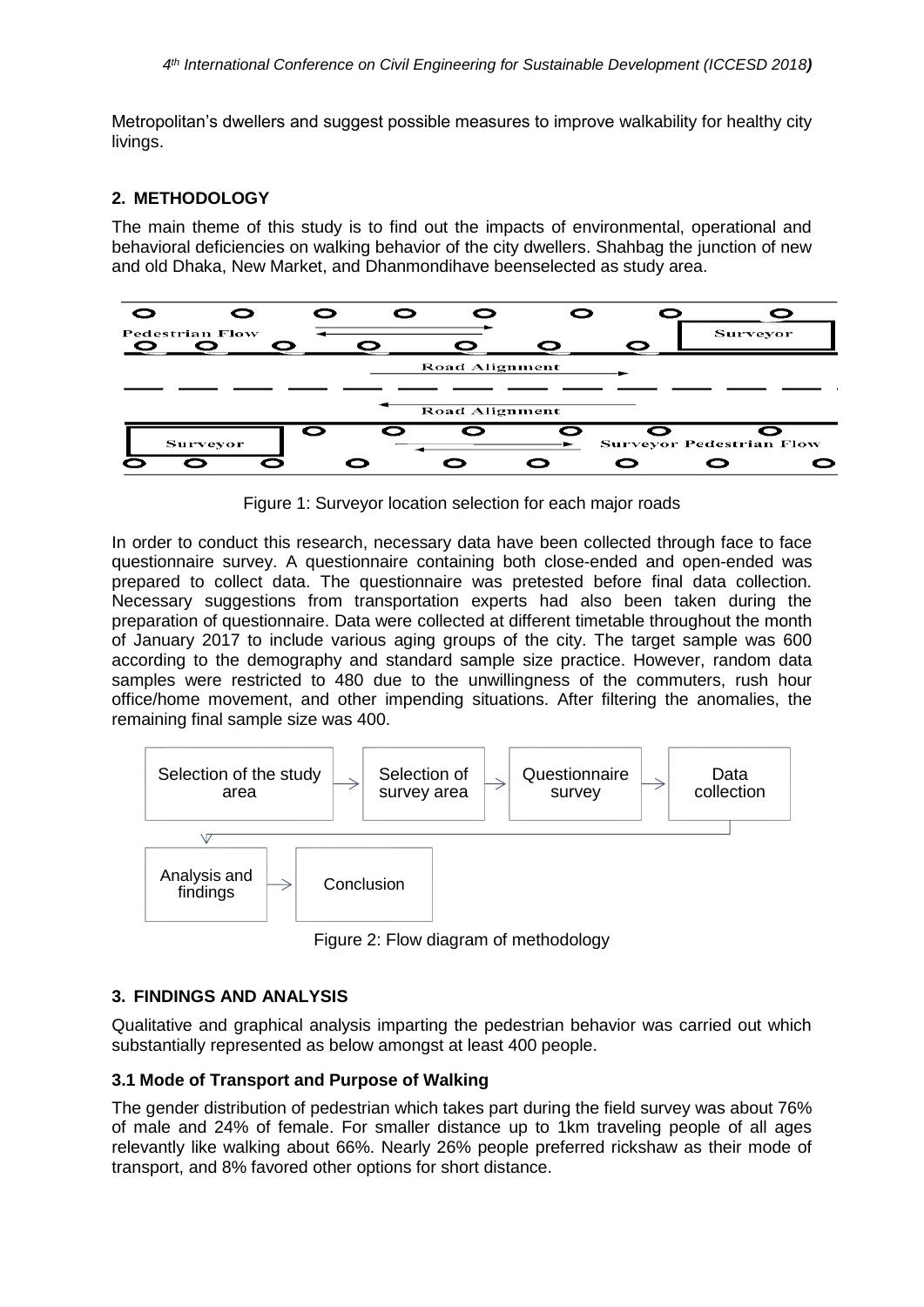Metropolitan's dwellers and suggest possible measures to improve walkability for healthy city livings.

## 2. METHODOLOGY

The main theme of this study is to find out the impacts of environmental, operational and behavioral deficiencies on walking behavior of the city dwellers. Shahbag the junction of new and old Dhaka, New Market, and Dhanmondihave beenselected as study area.

Figure 1: Surveyor location selection for each major roads

In order to conduct this research, necessary data have been collected through face to face questionnaire survey. A questionnaire containing both close-ended and open-ended was prepared to collect data. The questionnaire was pretested before final data collection. Necessary suggestions from transportation experts had also been taken during the preparation of questionnaire. Data were collected at different timetable throughout the month of January 2017 to include various aging groups of the city. The target sample was 600 according to the demography and standard sample size practice. However, random data samples were restricted to 480 due to the unwillingness of the commuters, rush hour office/home movement, and other impending situations. After filtering the anomalies, the remaining final sample size was 400.

Figure 2: Flow diagram of methodology

## 3. FINDINGS AND ANALYSIS

Qualitative and graphical analysis imparting the pedestrian behavior was carried out which substantially represented as below amongst at least 400 people.

### 3.1 Mode of Transport and Purpose of Walking

The gender distribution of pedestrian which takes part during the field survey was about 76% of male and 24% of female. For smaller distance up to 1km traveling people of all ages relevantly like walking about 66%. Nearly 26% people preferred rickshaw as their mode of transport, and 8% favored other options for short distance.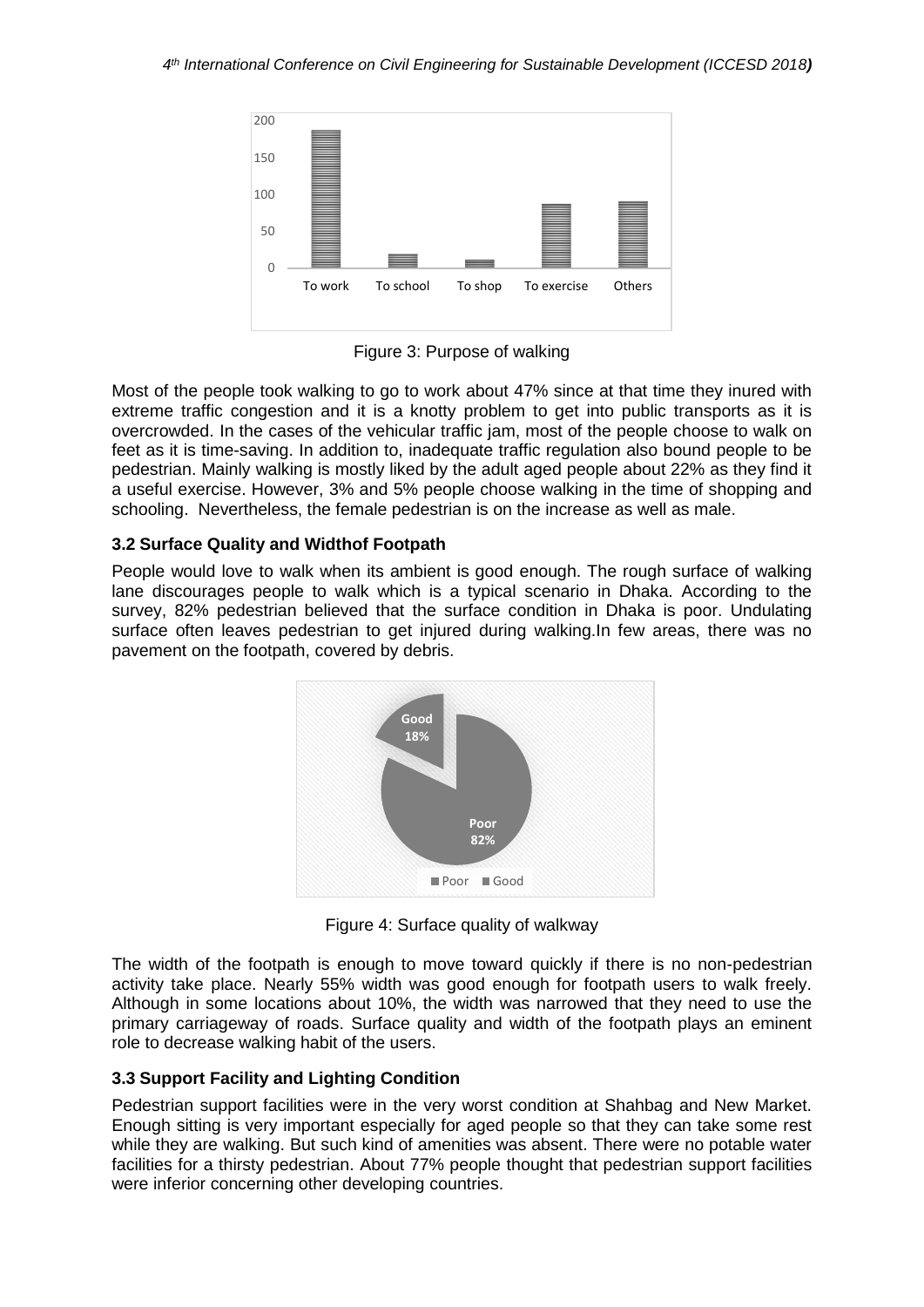Figure 3: Purpose of walking

Most of the people took walking to go to work about 47% since at that time they inured with extreme traffic congestion and it is a knotty problem to get into public transports as it is overcrowded. In the cases of the vehicular traffic jam, most of the people choose to walk on feet as it is time-saving. In addition to, inadequate traffic regulation also bound people to be pedestrian. Mainly walking is mostly liked by the adult aged people about 22% as they find it a useful exercise. However, 3% and 5% people choose walking in the time of shopping and schooling. Nevertheless, the female pedestrian is on the increase as well as male.

### 3.2 Surface Quality and Widthof Footpath

People would love to walk when its ambient is good enough. The rough surface of walking lane discourages people to walk which is a typical scenario in Dhaka. According to the survey, 82% pedestrian believed that the surface condition in Dhaka is poor. Undulating surface often leaves pedestrian to get injured during walking.In few areas, there was no pavement on the footpath, covered by debris.

Figure 4: Surface quality of walkway

The width of the footpath is enough to move toward quickly if there is no non-pedestrian activity take place. Nearly 55% width was good enough for footpath users to walk freely. Although in some locations about 10%, the width was narrowed that they need to use the primary carriageway of roads. Surface quality and width of the footpath plays an eminent role to decrease walking habit of the users.

### 3.3 Support Facility and Lighting Condition

Pedestrian support facilities were in the very worst condition at Shahbag and New Market. Enough sitting is very important especially for aged people so that they can take some rest while they are walking. But such kind of amenities was absent. There were no potable water facilities for a thirsty pedestrian. About 77% people thought that pedestrian support facilities were inferior concerning other developing countries.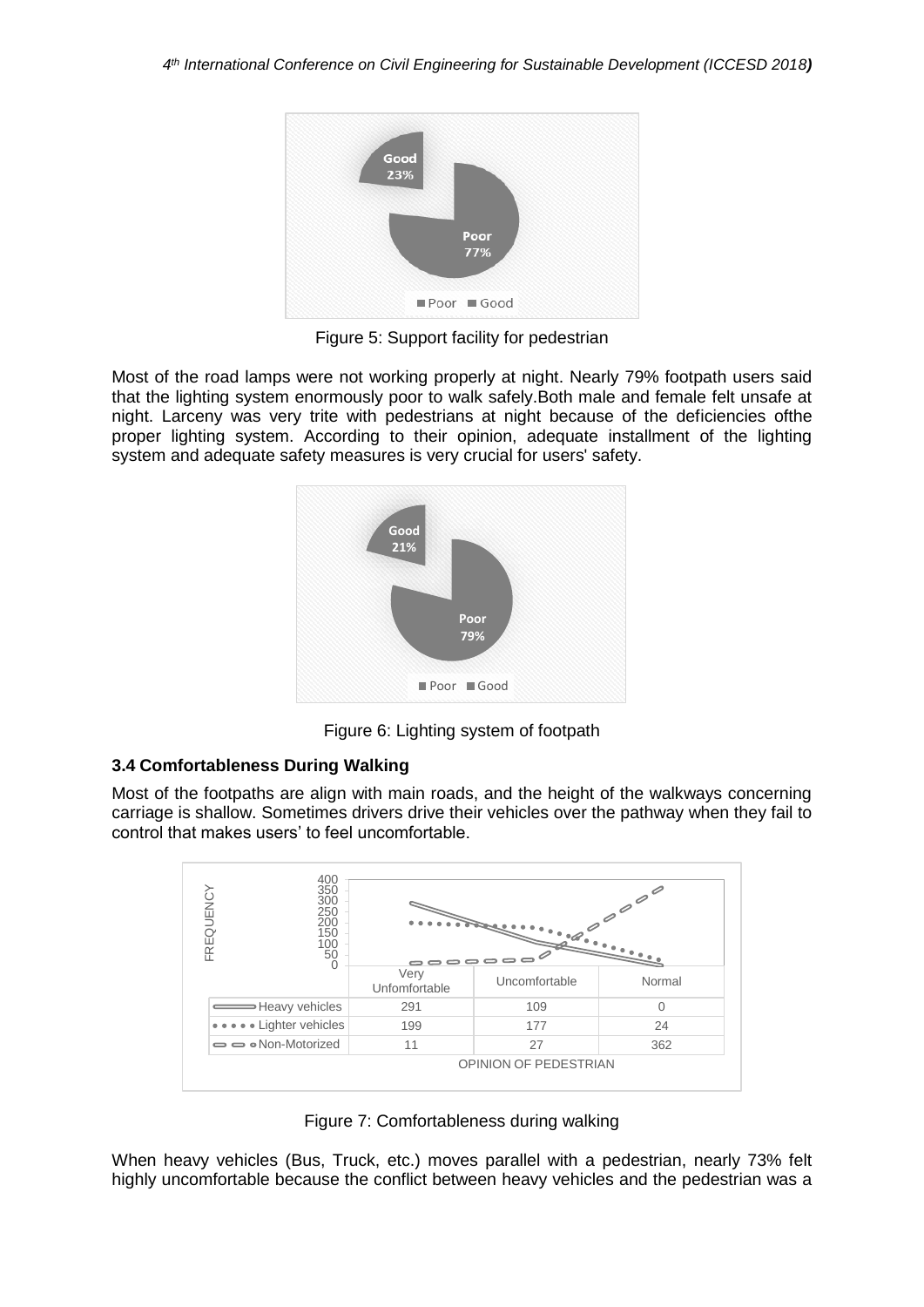Figure 5: Support facility for pedestrian

Most of the road lamps were not working properly at night. Nearly 79% footpath users said that the lighting system enormously poor to walk safely.Both male and female felt unsafe at night. Larceny was very trite with pedestrians at night because of the deficiencies ofthe proper lighting system. According to their opinion, adequate installment of the lighting system and adequate safety measures is very crucial for users' safety.

Figure 6: Lighting system of footpath

### 3.4 Comfortableness During Walking

Most of the footpaths are align with main roads, and the height of the walkways concerning carriage is shallow. Sometimes drivers drive their vehicles over the pathway when they fail to control that makes users' to feel uncomfortable.

| | Very Unfomfortable | Uncomfortable | Normal |
|---|---|---|---|
| Heavy vehicles | 291 | 109 | 0 |
| Lighter vehicles | 199 | 177 | 24 |
| Non-Motorized | 11 | 27 | 362 |

Figure 7: Comfortableness during walking

When heavy vehicles (Bus, Truck, etc.) moves parallel with a pedestrian, nearly 73% felt highly uncomfortable because the conflict between heavy vehicles and the pedestrian was a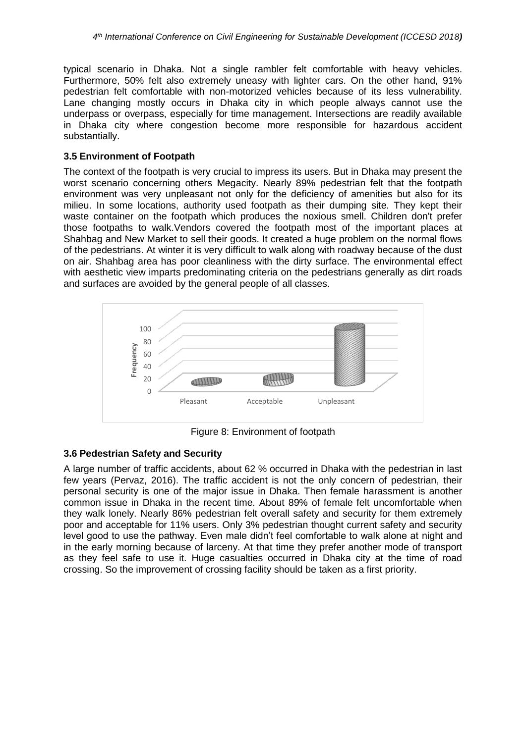typical scenario in Dhaka. Not a single rambler felt comfortable with heavy vehicles. Furthermore, 50% felt also extremely uneasy with lighter cars. On the other hand, 91% pedestrian felt comfortable with non-motorized vehicles because of its less vulnerability. Lane changing mostly occurs in Dhaka city in which people always cannot use the underpass or overpass, especially for time management. Intersections are readily available in Dhaka city where congestion become more responsible for hazardous accident substantially.

### 3.5 Environment of Footpath

The context of the footpath is very crucial to impress its users. But in Dhaka may present the worst scenario concerning others Megacity. Nearly 89% pedestrian felt that the footpath environment was very unpleasant not only for the deficiency of amenities but also for its milieu. In some locations, authority used footpath as their dumping site. They kept their waste container on the footpath which produces the noxious smell. Children don't prefer those footpaths to walk.Vendors covered the footpath most of the important places at Shahbag and New Market to sell their goods. It created a huge problem on the normal flows of the pedestrians. At winter it is very difficult to walk along with roadway because of the dust on air. Shahbag area has poor cleanliness with the dirty surface. The environmental effect with aesthetic view imparts predominating criteria on the pedestrians generally as dirt roads and surfaces are avoided by the general people of all classes.

Figure 8: Environment of footpath

### 3.6 Pedestrian Safety and Security

A large number of traffic accidents, about 62 % occurred in Dhaka with the pedestrian in last few years (Pervaz, 2016). The traffic accident is not the only concern of pedestrian, their personal security is one of the major issue in Dhaka. Then female harassment is another common issue in Dhaka in the recent time. About 89% of female felt uncomfortable when they walk lonely. Nearly 86% pedestrian felt overall safety and security for them extremely poor and acceptable for 11% users. Only 3% pedestrian thought current safety and security level good to use the pathway. Even male didn't feel comfortable to walk alone at night and in the early morning because of larceny. At that time they prefer another mode of transport as they feel safe to use it. Huge casualties occurred in Dhaka city at the time of road crossing. So the improvement of crossing facility should be taken as a first priority.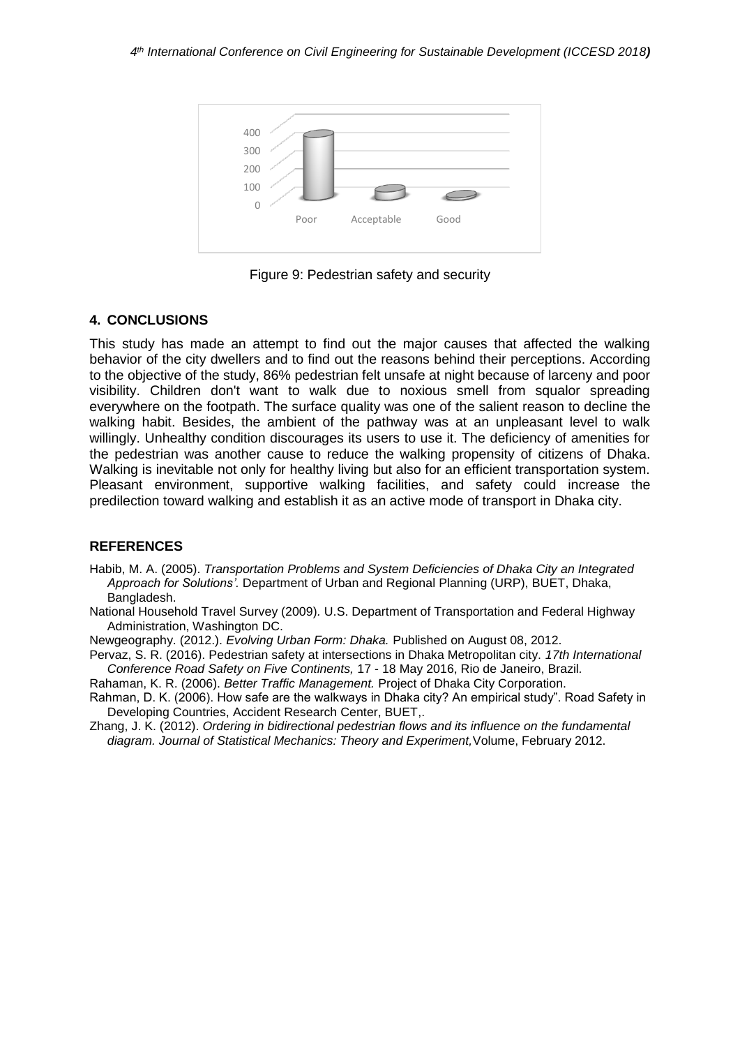400
300
200
100
0
Poor Acceptable Good

Figure 9: Pedestrian safety and security

## 4. CONCLUSIONS

This study has made an attempt to find out the major causes that affected the walking behavior of the city dwellers and to find out the reasons behind their perceptions. According to the objective of the study, 86% pedestrian felt unsafe at night because of larceny and poor visibility. Children don't want to walk due to noxious smell from squalor spreading everywhere on the footpath. The surface quality was one of the salient reason to decline the walking habit. Besides, the ambient of the pathway was at an unpleasant level to walk willingly. Unhealthy condition discourages its users to use it. The deficiency of amenities for the pedestrian was another cause to reduce the walking propensity of citizens of Dhaka. Walking is inevitable not only for healthy living but also for an efficient transportation system. Pleasant environment, supportive walking facilities, and safety could increase the predilection toward walking and establish it as an active mode of transport in Dhaka city.

## REFERENCES

Habib, M. A. (2005). *Transportation Problems and System Deficiencies of Dhaka City an Integrated Approach for Solutions'.* Department of Urban and Regional Planning (URP), BUET, Dhaka, Bangladesh.

National Household Travel Survey (2009). U.S. Department of Transportation and Federal Highway Administration, Washington DC.

Newgeography. (2012.). *Evolving Urban Form: Dhaka.* Published on August 08, 2012.

Pervaz, S. R. (2016). Pedestrian safety at intersections in Dhaka Metropolitan city. *17th International Conference Road Safety on Five Continents,* 17 - 18 May 2016, Rio de Janeiro, Brazil.

Rahaman, K. R. (2006). *Better Traffic Management.* Project of Dhaka City Corporation.

Rahman, D. K. (2006). How safe are the walkways in Dhaka city? An empirical study". Road Safety in Developing Countries, Accident Research Center, BUET,.

Zhang, J. K. (2012). *Ordering in bidirectional pedestrian flows and its influence on the fundamental diagram. Journal of Statistical Mechanics: Theory and Experiment,*Volume, February 2012.